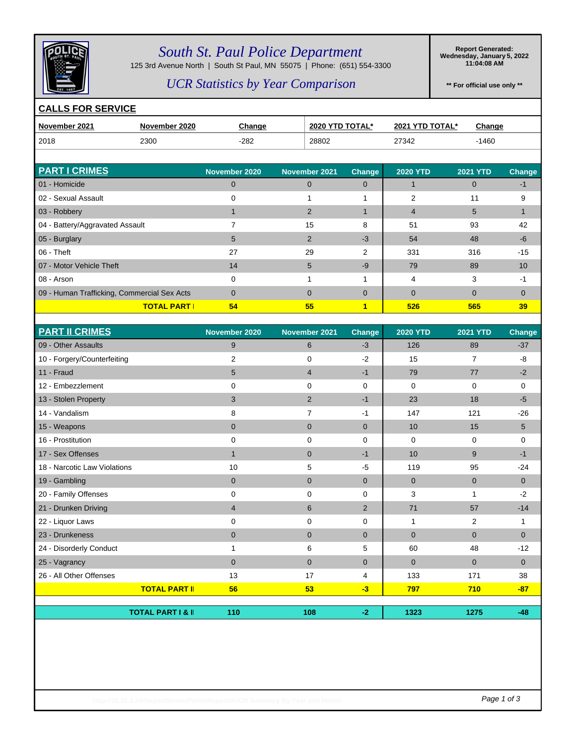# South St. Paul Police Department

125 3rd Avenue North | South St Paul, MN 55075 | Phone: (651) 554-3300

## UCR Statistics by Year Comparison

**Report Generated: Wednesday, January 5, 2022 11:04:08 AM**

**** For official use only ****

## CALLS FOR SERVICE

| November 2021 | November 2020 | Change | 2020 YTD TOTAL* | 2021 YTD TOTAL* | Change |
|---|---|---|---|---|---|
| 2018 | 2300 | -282 | 28802 | 27342 | -1460 |

## PART I CRIMES

| PART I CRIMES | November 2020 | November 2021 | Change | 2020 YTD | 2021 YTD | Change |
|---|---|---|---|---|---|---|
| 01 - Homicide | 0 | 0 | 0 | 1 | 0 | -1 |
| 02 - Sexual Assault | 0 | 1 | 1 | 2 | 11 | 9 |
| 03 - Robbery | 1 | 2 | 1 | 4 | 5 | 1 |
| 04 - Battery/Aggravated Assault | 7 | 15 | 8 | 51 | 93 | 42 |
| 05 - Burglary | 5 | 2 | -3 | 54 | 48 | -6 |
| 06 - Theft | 27 | 29 | 2 | 331 | 316 | -15 |
| 07 - Motor Vehicle Theft | 14 | 5 | -9 | 79 | 89 | 10 |
| 08 - Arson | 0 | 1 | 1 | 4 | 3 | -1 |
| 09 - Human Trafficking, Commercial Sex Acts | 0 | 0 | 0 | 0 | 0 | 0 |
| **TOTAL PART I** | **54** | **55** | **1** | **526** | **565** | **39** |

## PART II CRIMES

| PART II CRIMES | November 2020 | November 2021 | Change | 2020 YTD | 2021 YTD | Change |
|---|---|---|---|---|---|---|
| 09 - Other Assaults | 9 | 6 | -3 | 126 | 89 | -37 |
| 10 - Forgery/Counterfeiting | 2 | 0 | -2 | 15 | 7 | -8 |
| 11 - Fraud | 5 | 4 | -1 | 79 | 77 | -2 |
| 12 - Embezzlement | 0 | 0 | 0 | 0 | 0 | 0 |
| 13 - Stolen Property | 3 | 2 | -1 | 23 | 18 | -5 |
| 14 - Vandalism | 8 | 7 | -1 | 147 | 121 | -26 |
| 15 - Weapons | 0 | 0 | 0 | 10 | 15 | 5 |
| 16 - Prostitution | 0 | 0 | 0 | 0 | 0 | 0 |
| 17 - Sex Offenses | 1 | 0 | -1 | 10 | 9 | -1 |
| 18 - Narcotic Law Violations | 10 | 5 | -5 | 119 | 95 | -24 |
| 19 - Gambling | 0 | 0 | 0 | 0 | 0 | 0 |
| 20 - Family Offenses | 0 | 0 | 0 | 3 | 1 | -2 |
| 21 - Drunken Driving | 4 | 6 | 2 | 71 | 57 | -14 |
| 22 - Liquor Laws | 0 | 0 | 0 | 1 | 2 | 1 |
| 23 - Drunkeness | 0 | 0 | 0 | 0 | 0 | 0 |
| 24 - Disorderly Conduct | 1 | 6 | 5 | 60 | 48 | -12 |
| 25 - Vagrancy | 0 | 0 | 0 | 0 | 0 | 0 |
| 26 - All Other Offenses | 13 | 17 | 4 | 133 | 171 | 38 |
| **TOTAL PART II** | **56** | **53** | **-3** | **797** | **710** | **-87** |
| **TOTAL PART I & II** | **110** | **108** | **-2** | **1323** | **1275** | **-48** |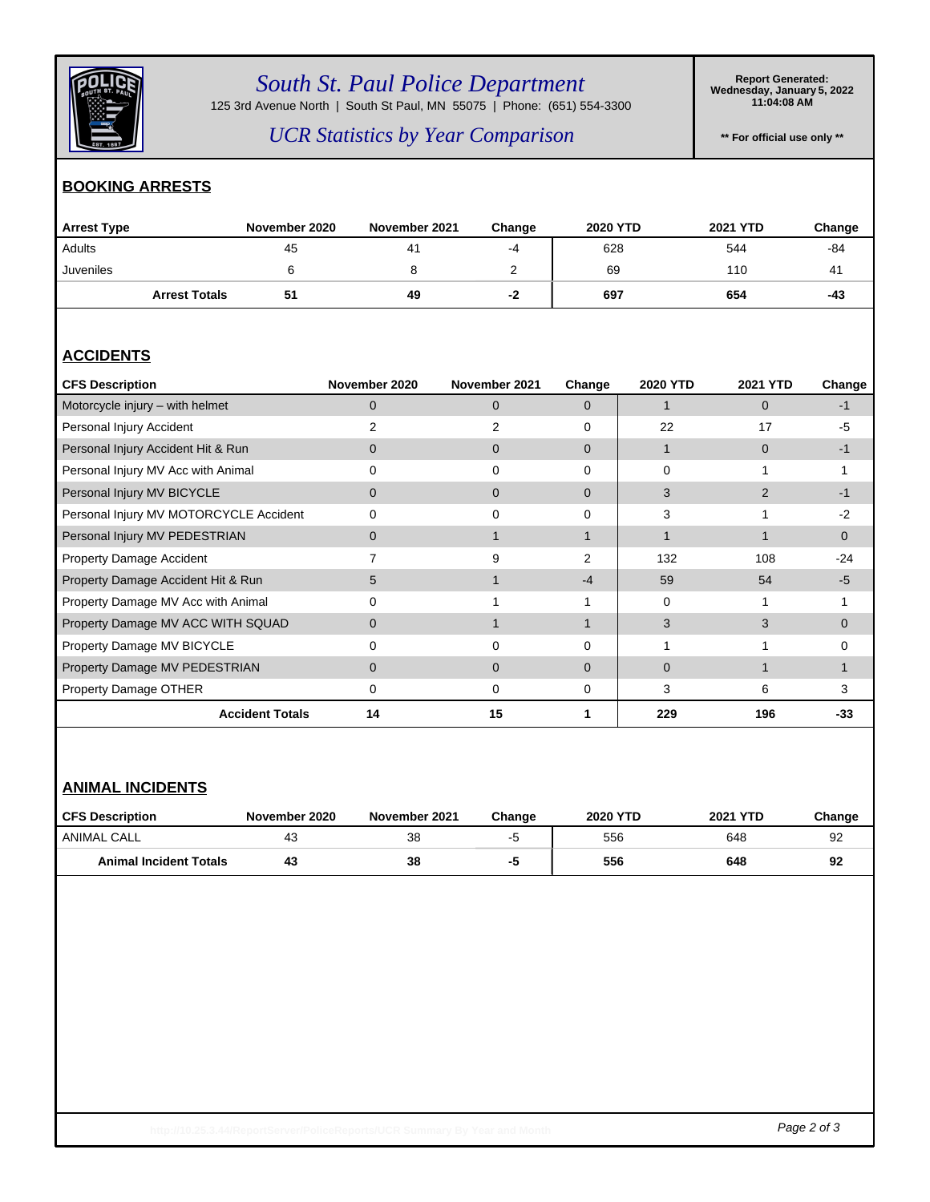# South St. Paul Police Department

125 3rd Avenue North | South St Paul, MN 55075 | Phone: (651) 554-3300

## UCR Statistics by Year Comparison

**Report Generated: Wednesday, January 5, 2022 11:04:08 AM**

**** For official use only ****

## BOOKING ARRESTS

| Arrest Type | November 2020 | November 2021 | Change | 2020 YTD | 2021 YTD | Change |
|---|---|---|---|---|---|---|
| Adults | 45 | 41 | -4 | 628 | 544 | -84 |
| Juveniles | 6 | 8 | 2 | 69 | 110 | 41 |
| **Arrest Totals** | **51** | **49** | **-2** | **697** | **654** | **-43** |

## ACCIDENTS

| CFS Description | November 2020 | November 2021 | Change | 2020 YTD | 2021 YTD | Change |
|---|---|---|---|---|---|---|
| Motorcycle injury – with helmet | 0 | 0 | 0 | 1 | 0 | -1 |
| Personal Injury Accident | 2 | 2 | 0 | 22 | 17 | -5 |
| Personal Injury Accident Hit & Run | 0 | 0 | 0 | 1 | 0 | -1 |
| Personal Injury MV Acc with Animal | 0 | 0 | 0 | 0 | 1 | 1 |
| Personal Injury MV BICYCLE | 0 | 0 | 0 | 3 | 2 | -1 |
| Personal Injury MV MOTORCYCLE Accident | 0 | 0 | 0 | 3 | 1 | -2 |
| Personal Injury MV PEDESTRIAN | 0 | 1 | 1 | 1 | 1 | 0 |
| Property Damage Accident | 7 | 9 | 2 | 132 | 108 | -24 |
| Property Damage Accident Hit & Run | 5 | 1 | -4 | 59 | 54 | -5 |
| Property Damage MV Acc with Animal | 0 | 1 | 1 | 0 | 1 | 1 |
| Property Damage MV ACC WITH SQUAD | 0 | 1 | 1 | 3 | 3 | 0 |
| Property Damage MV BICYCLE | 0 | 0 | 0 | 1 | 1 | 0 |
| Property Damage MV PEDESTRIAN | 0 | 0 | 0 | 0 | 1 | 1 |
| Property Damage OTHER | 0 | 0 | 0 | 3 | 6 | 3 |
| **Accident Totals** | **14** | **15** | **1** | **229** | **196** | **-33** |

## ANIMAL INCIDENTS

| CFS Description | November 2020 | November 2021 | Change | 2020 YTD | 2021 YTD | Change |
|---|---|---|---|---|---|---|
| ANIMAL CALL | 43 | 38 | -5 | 556 | 648 | 92 |
| **Animal Incident Totals** | **43** | **38** | **-5** | **556** | **648** | **92** |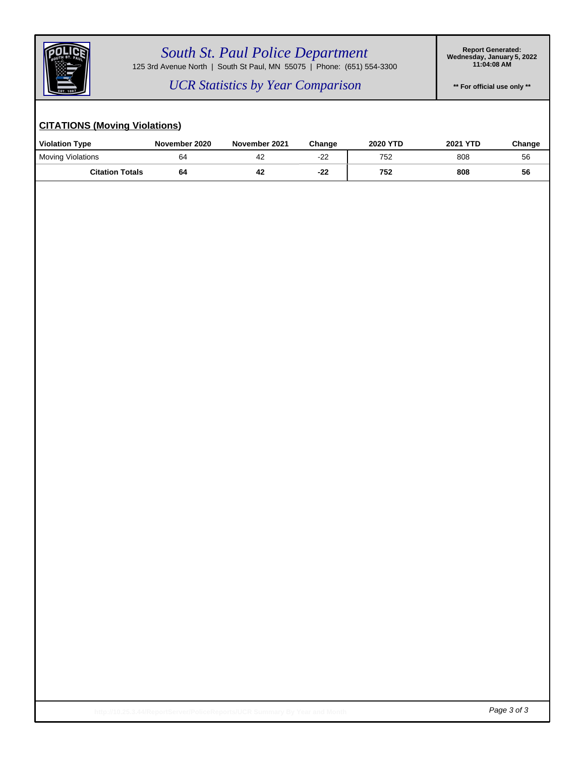# South St. Paul Police Department

125 3rd Avenue North | South St Paul, MN 55075 | Phone: (651) 554-3300

## UCR Statistics by Year Comparison

**Report Generated:**
**Wednesday, January 5, 2022**
**11:04:08 AM**

**** For official use only ****

### CITATIONS (Moving Violations)

| Violation Type | November 2020 | November 2021 | Change | 2020 YTD | 2021 YTD | Change |
|---|---|---|---|---|---|---|
| Moving Violations | 64 | 42 | -22 | 752 | 808 | 56 |
| **Citation Totals** | **64** | **42** | **-22** | **752** | **808** | **56** |